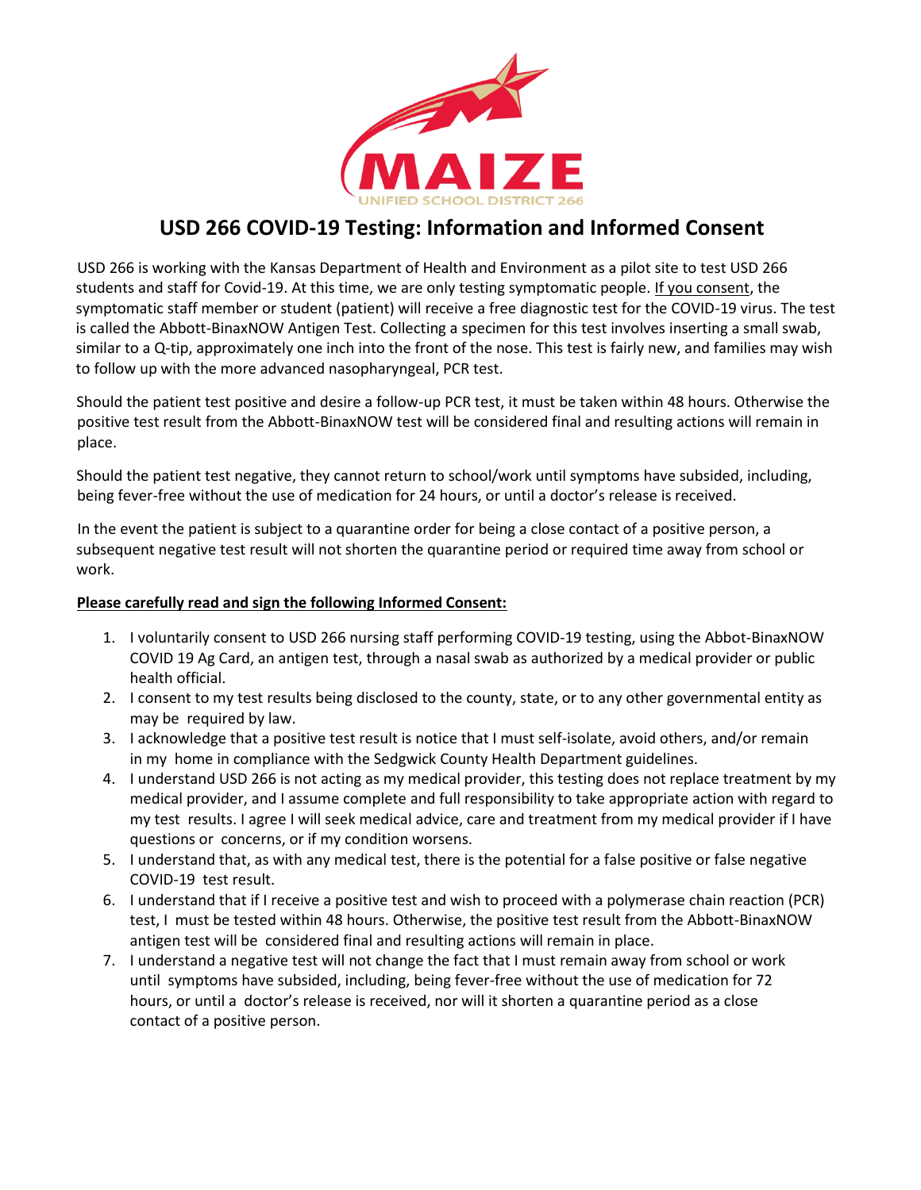MAIZE

UNIFIED SCHOOL DISTRICT 266

# USD 266 COVID-19 Testing: Information and Informed Consent

USD 266 is working with the Kansas Department of Health and Environment as a pilot site to test USD 266 students and staff for Covid-19. At this time, we are only testing symptomatic people. If you consent, the symptomatic staff member or student (patient) will receive a free diagnostic test for the COVID-19 virus. The test is called the Abbott-BinaxNOW Antigen Test. Collecting a specimen for this test involves inserting a small swab, similar to a Q-tip, approximately one inch into the front of the nose. This test is fairly new, and families may wish to follow up with the more advanced nasopharyngeal, PCR test.

Should the patient test positive and desire a follow-up PCR test, it must be taken within 48 hours. Otherwise the positive test result from the Abbott-BinaxNOW test will be considered final and resulting actions will remain in place.

Should the patient test negative, they cannot return to school/work until symptoms have subsided, including, being fever-free without the use of medication for 24 hours, or until a doctor's release is received.

In the event the patient is subject to a quarantine order for being a close contact of a positive person, a subsequent negative test result will not shorten the quarantine period or required time away from school or work.

**Please carefully read and sign the following Informed Consent:**

1. I voluntarily consent to USD 266 nursing staff performing COVID-19 testing, using the Abbot-BinaxNOW COVID 19 Ag Card, an antigen test, through a nasal swab as authorized by a medical provider or public health official.
2. I consent to my test results being disclosed to the county, state, or to any other governmental entity as may be required by law.
3. I acknowledge that a positive test result is notice that I must self-isolate, avoid others, and/or remain in my home in compliance with the Sedgwick County Health Department guidelines.
4. I understand USD 266 is not acting as my medical provider, this testing does not replace treatment by my medical provider, and I assume complete and full responsibility to take appropriate action with regard to my test results. I agree I will seek medical advice, care and treatment from my medical provider if I have questions or concerns, or if my condition worsens.
5. I understand that, as with any medical test, there is the potential for a false positive or false negative COVID-19 test result.
6. I understand that if I receive a positive test and wish to proceed with a polymerase chain reaction (PCR) test, I must be tested within 48 hours. Otherwise, the positive test result from the Abbott-BinaxNOW antigen test will be considered final and resulting actions will remain in place.
7. I understand a negative test will not change the fact that I must remain away from school or work until symptoms have subsided, including, being fever-free without the use of medication for 72 hours, or until a doctor's release is received, nor will it shorten a quarantine period as a close contact of a positive person.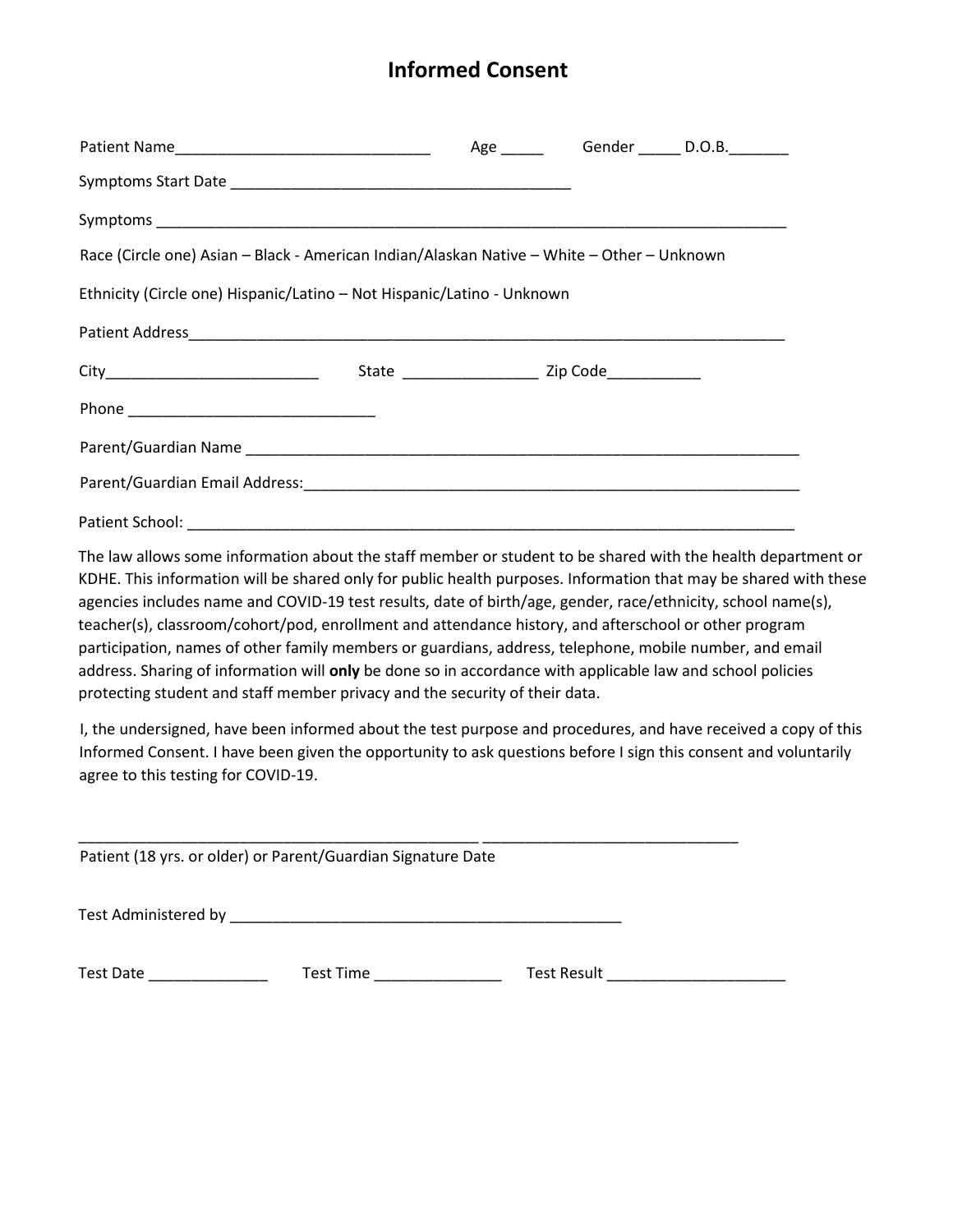# Informed Consent

Patient Name_______________________________ Age _____ Gender _____ D.O.B._______

Symptoms Start Date ________________________________________

Symptoms ____________________________________________________________________________

Race (Circle one) Asian – Black - American Indian/Alaskan Native – White – Other – Unknown

Ethnicity (Circle one) Hispanic/Latino – Not Hispanic/Latino - Unknown

Patient Address_______________________________________________________________________

City__________________________ State ________________ Zip Code___________

Phone ______________________________

Parent/Guardian Name __________________________________________________________________

Parent/Guardian Email Address:____________________________________________________________

Patient School: _______________________________________________________________________

The law allows some information about the staff member or student to be shared with the health department or KDHE. This information will be shared only for public health purposes. Information that may be shared with these agencies includes name and COVID-19 test results, date of birth/age, gender, race/ethnicity, school name(s), teacher(s), classroom/cohort/pod, enrollment and attendance history, and afterschool or other program participation, names of other family members or guardians, address, telephone, mobile number, and email address. Sharing of information will **only** be done so in accordance with applicable law and school policies protecting student and staff member privacy and the security of their data.

I, the undersigned, have been informed about the test purpose and procedures, and have received a copy of this Informed Consent. I have been given the opportunity to ask questions before I sign this consent and voluntarily agree to this testing for COVID-19.

_________________________________________________ ______________________________

Patient (18 yrs. or older) or Parent/Guardian Signature Date

Test Administered by ________________________________________________

Test Date ______________ Test Time _______________ Test Result _____________________